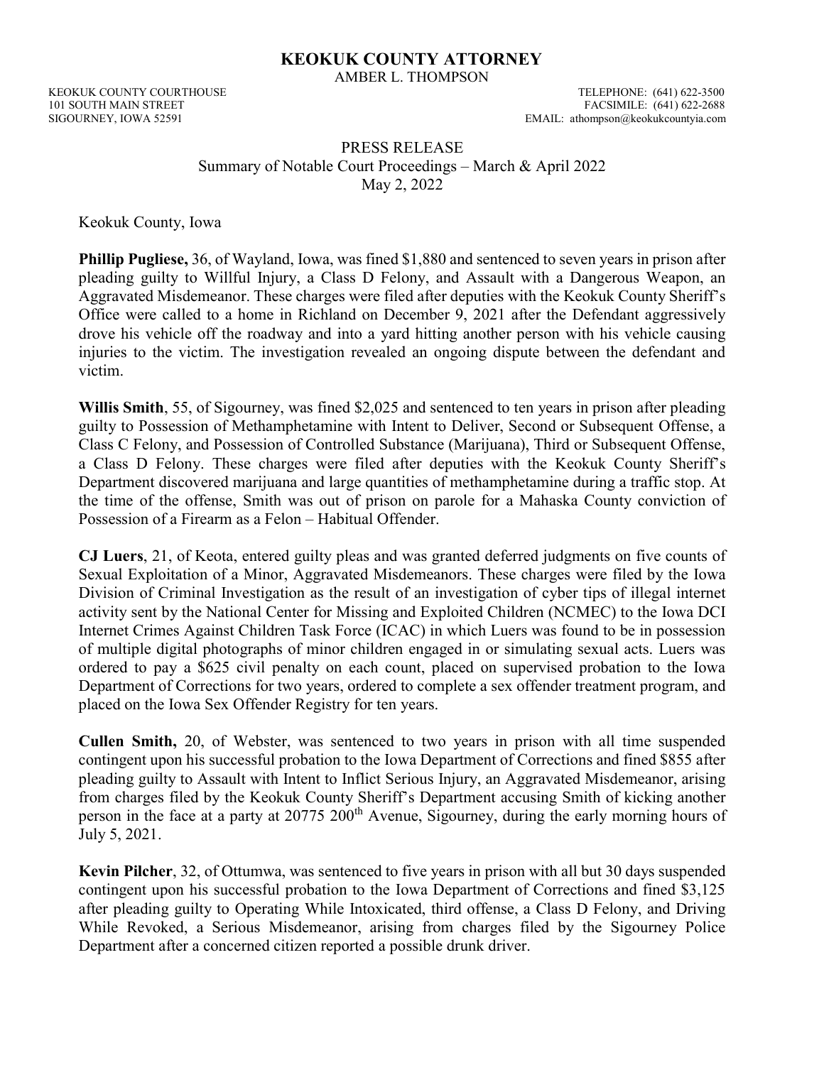# KEOKUK COUNTY ATTORNEY

AMBER L. THOMPSON

KEOKUK COUNTY COURTHOUSE
101 SOUTH MAIN STREET
SIGOURNEY, IOWA 52591

TELEPHONE: (641) 622-3500
FACSIMILE: (641) 622-2688
EMAIL: athompson@keokukcountyia.com

PRESS RELEASE
Summary of Notable Court Proceedings – March & April 2022
May 2, 2022

Keokuk County, Iowa

**Phillip Pugliese,** 36, of Wayland, Iowa, was fined $1,880 and sentenced to seven years in prison after pleading guilty to Willful Injury, a Class D Felony, and Assault with a Dangerous Weapon, an Aggravated Misdemeanor. These charges were filed after deputies with the Keokuk County Sheriff's Office were called to a home in Richland on December 9, 2021 after the Defendant aggressively drove his vehicle off the roadway and into a yard hitting another person with his vehicle causing injuries to the victim. The investigation revealed an ongoing dispute between the defendant and victim.

**Willis Smith**, 55, of Sigourney, was fined $2,025 and sentenced to ten years in prison after pleading guilty to Possession of Methamphetamine with Intent to Deliver, Second or Subsequent Offense, a Class C Felony, and Possession of Controlled Substance (Marijuana), Third or Subsequent Offense, a Class D Felony. These charges were filed after deputies with the Keokuk County Sheriff's Department discovered marijuana and large quantities of methamphetamine during a traffic stop. At the time of the offense, Smith was out of prison on parole for a Mahaska County conviction of Possession of a Firearm as a Felon – Habitual Offender.

**CJ Luers**, 21, of Keota, entered guilty pleas and was granted deferred judgments on five counts of Sexual Exploitation of a Minor, Aggravated Misdemeanors. These charges were filed by the Iowa Division of Criminal Investigation as the result of an investigation of cyber tips of illegal internet activity sent by the National Center for Missing and Exploited Children (NCMEC) to the Iowa DCI Internet Crimes Against Children Task Force (ICAC) in which Luers was found to be in possession of multiple digital photographs of minor children engaged in or simulating sexual acts. Luers was ordered to pay a $625 civil penalty on each count, placed on supervised probation to the Iowa Department of Corrections for two years, ordered to complete a sex offender treatment program, and placed on the Iowa Sex Offender Registry for ten years.

**Cullen Smith,** 20, of Webster, was sentenced to two years in prison with all time suspended contingent upon his successful probation to the Iowa Department of Corrections and fined $855 after pleading guilty to Assault with Intent to Inflict Serious Injury, an Aggravated Misdemeanor, arising from charges filed by the Keokuk County Sheriff's Department accusing Smith of kicking another person in the face at a party at 20775 200th Avenue, Sigourney, during the early morning hours of July 5, 2021.

**Kevin Pilcher**, 32, of Ottumwa, was sentenced to five years in prison with all but 30 days suspended contingent upon his successful probation to the Iowa Department of Corrections and fined $3,125 after pleading guilty to Operating While Intoxicated, third offense, a Class D Felony, and Driving While Revoked, a Serious Misdemeanor, arising from charges filed by the Sigourney Police Department after a concerned citizen reported a possible drunk driver.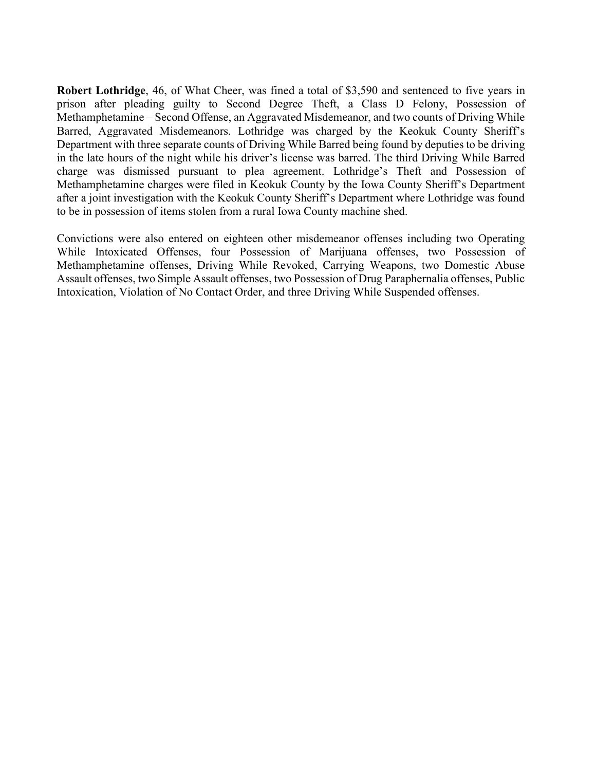**Robert Lothridge**, 46, of What Cheer, was fined a total of $3,590 and sentenced to five years in prison after pleading guilty to Second Degree Theft, a Class D Felony, Possession of Methamphetamine – Second Offense, an Aggravated Misdemeanor, and two counts of Driving While Barred, Aggravated Misdemeanors. Lothridge was charged by the Keokuk County Sheriff's Department with three separate counts of Driving While Barred being found by deputies to be driving in the late hours of the night while his driver's license was barred. The third Driving While Barred charge was dismissed pursuant to plea agreement. Lothridge's Theft and Possession of Methamphetamine charges were filed in Keokuk County by the Iowa County Sheriff's Department after a joint investigation with the Keokuk County Sheriff's Department where Lothridge was found to be in possession of items stolen from a rural Iowa County machine shed.

Convictions were also entered on eighteen other misdemeanor offenses including two Operating While Intoxicated Offenses, four Possession of Marijuana offenses, two Possession of Methamphetamine offenses, Driving While Revoked, Carrying Weapons, two Domestic Abuse Assault offenses, two Simple Assault offenses, two Possession of Drug Paraphernalia offenses, Public Intoxication, Violation of No Contact Order, and three Driving While Suspended offenses.